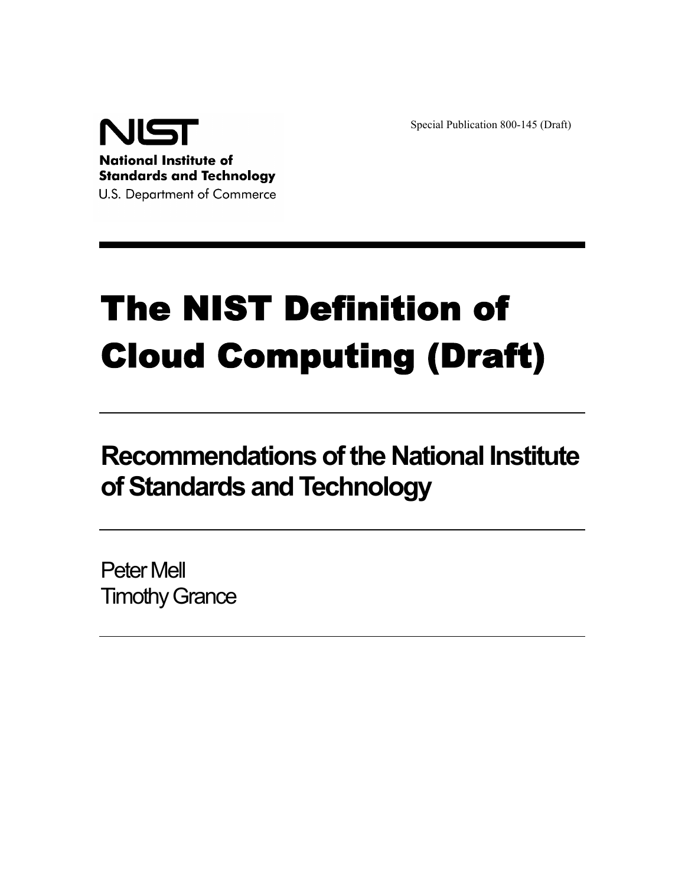**NIST**

**National Institute of Standards and Technology**

U.S. Department of Commerce

Special Publication 800-145 (Draft)

# The NIST Definition of Cloud Computing (Draft)

## Recommendations of the National Institute of Standards and Technology

Peter Mell
Timothy Grance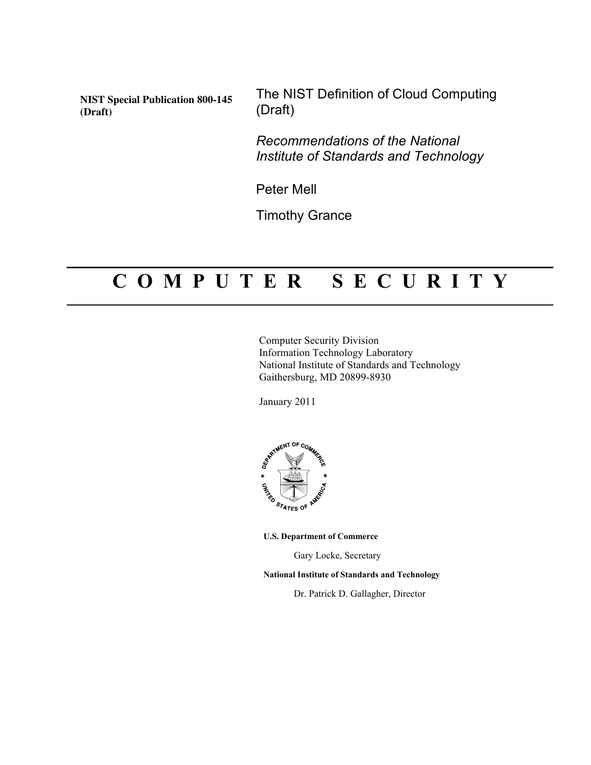**NIST Special Publication 800-145 (Draft)**

# The NIST Definition of Cloud Computing (Draft)

*Recommendations of the National Institute of Standards and Technology*

Peter Mell

Timothy Grance

## C O M P U T E R  S E C U R I T Y

Computer Security Division
Information Technology Laboratory
National Institute of Standards and Technology
Gaithersburg, MD 20899-8930

January 2011

**U.S. Department of Commerce**

Gary Locke, Secretary

**National Institute of Standards and Technology**

Dr. Patrick D. Gallagher, Director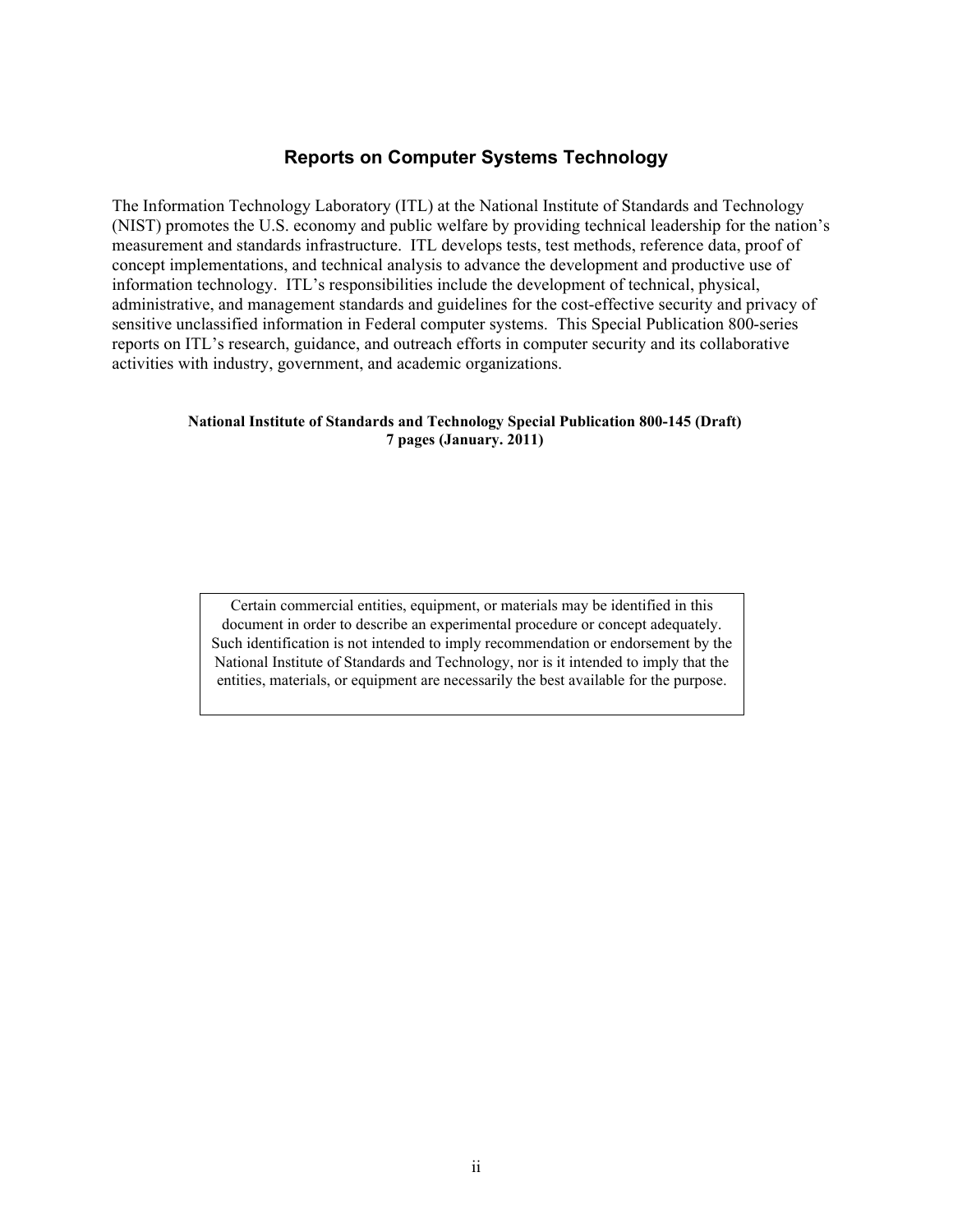## Reports on Computer Systems Technology

The Information Technology Laboratory (ITL) at the National Institute of Standards and Technology (NIST) promotes the U.S. economy and public welfare by providing technical leadership for the nation's measurement and standards infrastructure. ITL develops tests, test methods, reference data, proof of concept implementations, and technical analysis to advance the development and productive use of information technology. ITL's responsibilities include the development of technical, physical, administrative, and management standards and guidelines for the cost-effective security and privacy of sensitive unclassified information in Federal computer systems. This Special Publication 800-series reports on ITL's research, guidance, and outreach efforts in computer security and its collaborative activities with industry, government, and academic organizations.

**National Institute of Standards and Technology Special Publication 800-145 (Draft)**
**7 pages (January. 2011)**

Certain commercial entities, equipment, or materials may be identified in this document in order to describe an experimental procedure or concept adequately. Such identification is not intended to imply recommendation or endorsement by the National Institute of Standards and Technology, nor is it intended to imply that the entities, materials, or equipment are necessarily the best available for the purpose.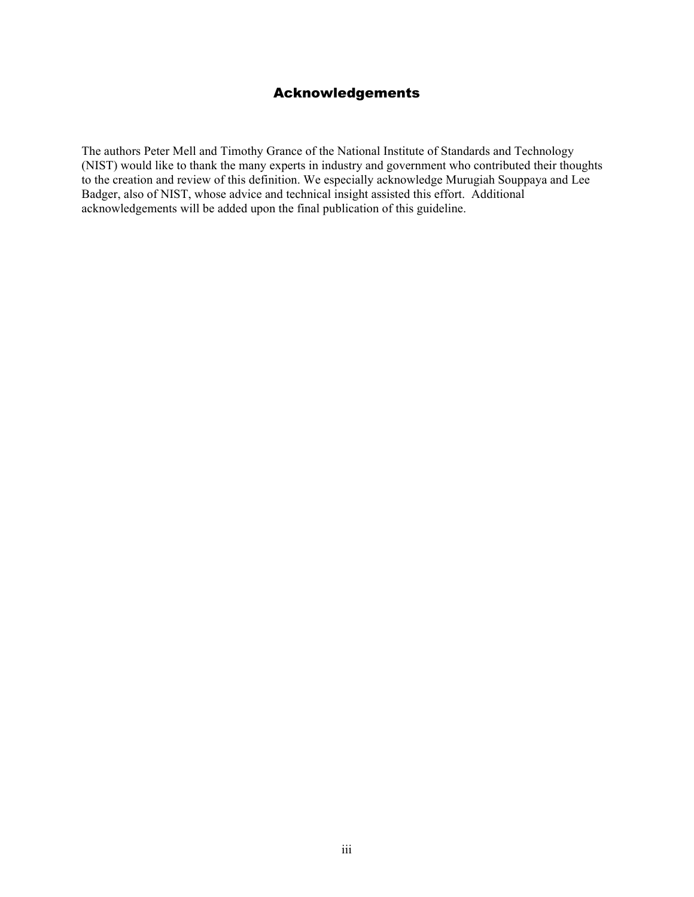# Acknowledgements

The authors Peter Mell and Timothy Grance of the National Institute of Standards and Technology (NIST) would like to thank the many experts in industry and government who contributed their thoughts to the creation and review of this definition. We especially acknowledge Murugiah Souppaya and Lee Badger, also of NIST, whose advice and technical insight assisted this effort. Additional acknowledgements will be added upon the final publication of this guideline.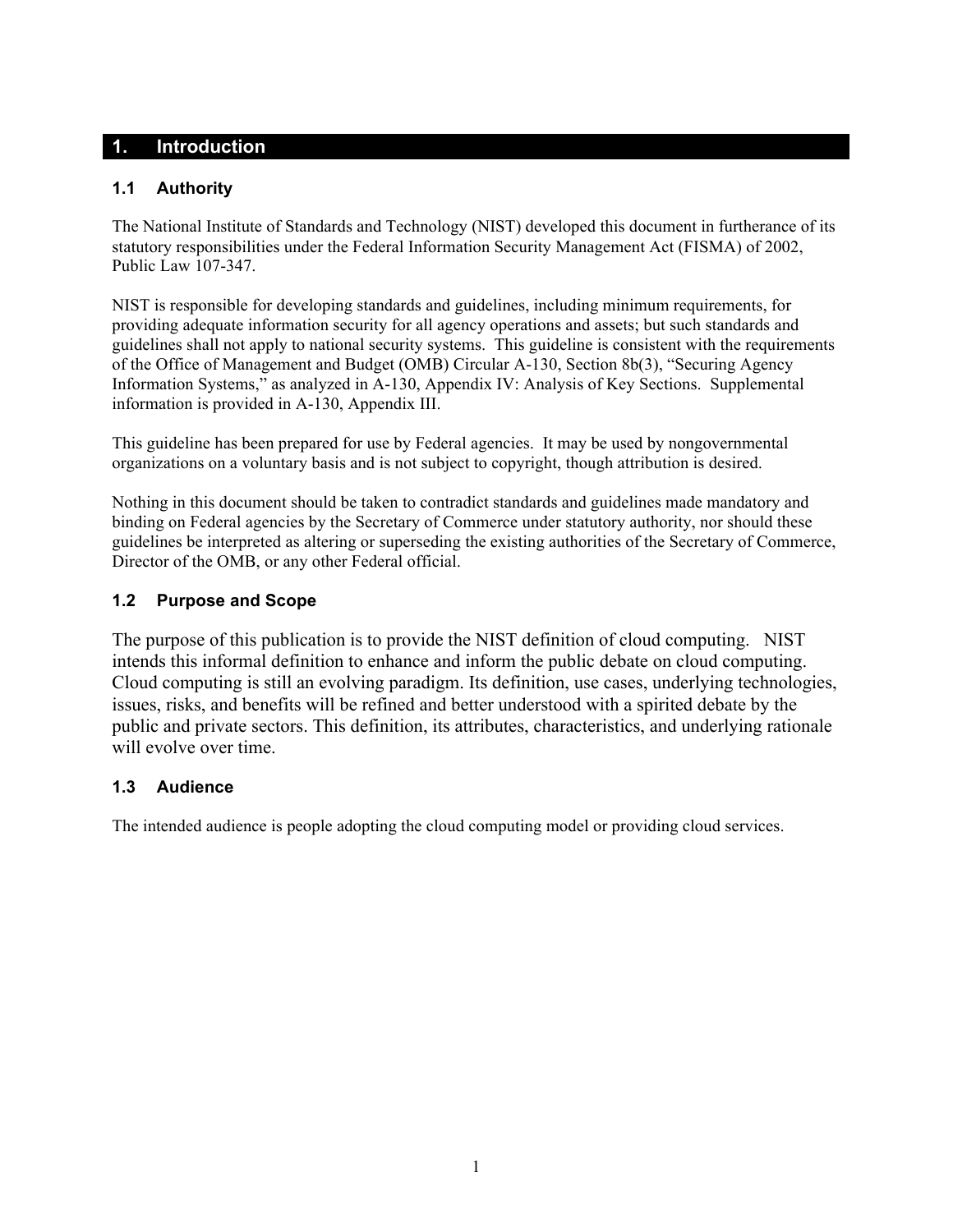# 1. Introduction

## 1.1 Authority

The National Institute of Standards and Technology (NIST) developed this document in furtherance of its statutory responsibilities under the Federal Information Security Management Act (FISMA) of 2002, Public Law 107-347.

NIST is responsible for developing standards and guidelines, including minimum requirements, for providing adequate information security for all agency operations and assets; but such standards and guidelines shall not apply to national security systems. This guideline is consistent with the requirements of the Office of Management and Budget (OMB) Circular A-130, Section 8b(3), "Securing Agency Information Systems," as analyzed in A-130, Appendix IV: Analysis of Key Sections. Supplemental information is provided in A-130, Appendix III.

This guideline has been prepared for use by Federal agencies. It may be used by nongovernmental organizations on a voluntary basis and is not subject to copyright, though attribution is desired.

Nothing in this document should be taken to contradict standards and guidelines made mandatory and binding on Federal agencies by the Secretary of Commerce under statutory authority, nor should these guidelines be interpreted as altering or superseding the existing authorities of the Secretary of Commerce, Director of the OMB, or any other Federal official.

## 1.2 Purpose and Scope

The purpose of this publication is to provide the NIST definition of cloud computing. NIST intends this informal definition to enhance and inform the public debate on cloud computing. Cloud computing is still an evolving paradigm. Its definition, use cases, underlying technologies, issues, risks, and benefits will be refined and better understood with a spirited debate by the public and private sectors. This definition, its attributes, characteristics, and underlying rationale will evolve over time.

## 1.3 Audience

The intended audience is people adopting the cloud computing model or providing cloud services.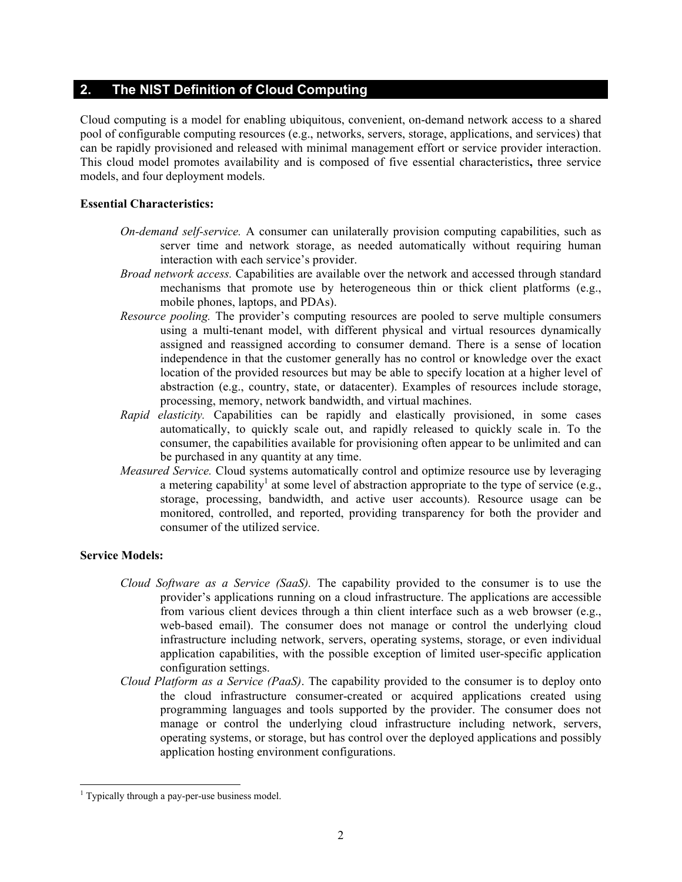## 2. The NIST Definition of Cloud Computing

Cloud computing is a model for enabling ubiquitous, convenient, on-demand network access to a shared pool of configurable computing resources (e.g., networks, servers, storage, applications, and services) that can be rapidly provisioned and released with minimal management effort or service provider interaction. This cloud model promotes availability and is composed of five essential characteristics**,** three service models, and four deployment models.

**Essential Characteristics:**

*On-demand self-service.* A consumer can unilaterally provision computing capabilities, such as server time and network storage, as needed automatically without requiring human interaction with each service's provider.

*Broad network access.* Capabilities are available over the network and accessed through standard mechanisms that promote use by heterogeneous thin or thick client platforms (e.g., mobile phones, laptops, and PDAs).

*Resource pooling.* The provider's computing resources are pooled to serve multiple consumers using a multi-tenant model, with different physical and virtual resources dynamically assigned and reassigned according to consumer demand. There is a sense of location independence in that the customer generally has no control or knowledge over the exact location of the provided resources but may be able to specify location at a higher level of abstraction (e.g., country, state, or datacenter). Examples of resources include storage, processing, memory, network bandwidth, and virtual machines.

*Rapid elasticity.* Capabilities can be rapidly and elastically provisioned, in some cases automatically, to quickly scale out, and rapidly released to quickly scale in. To the consumer, the capabilities available for provisioning often appear to be unlimited and can be purchased in any quantity at any time.

*Measured Service.* Cloud systems automatically control and optimize resource use by leveraging a metering capability[1] at some level of abstraction appropriate to the type of service (e.g., storage, processing, bandwidth, and active user accounts). Resource usage can be monitored, controlled, and reported, providing transparency for both the provider and consumer of the utilized service.

**Service Models:**

*Cloud Software as a Service (SaaS).* The capability provided to the consumer is to use the provider's applications running on a cloud infrastructure. The applications are accessible from various client devices through a thin client interface such as a web browser (e.g., web-based email). The consumer does not manage or control the underlying cloud infrastructure including network, servers, operating systems, storage, or even individual application capabilities, with the possible exception of limited user-specific application configuration settings.

*Cloud Platform as a Service (PaaS)*. The capability provided to the consumer is to deploy onto the cloud infrastructure consumer-created or acquired applications created using programming languages and tools supported by the provider. The consumer does not manage or control the underlying cloud infrastructure including network, servers, operating systems, or storage, but has control over the deployed applications and possibly application hosting environment configurations.

---

[1] Typically through a pay-per-use business model.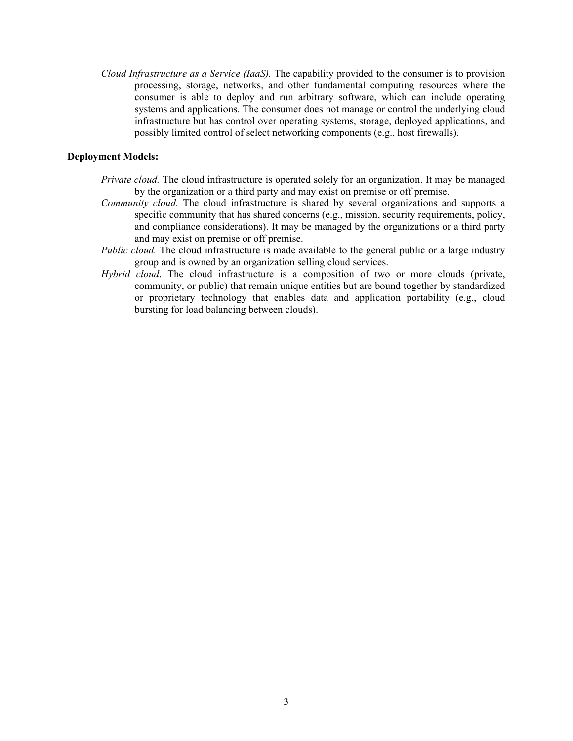*Cloud Infrastructure as a Service (IaaS).* The capability provided to the consumer is to provision processing, storage, networks, and other fundamental computing resources where the consumer is able to deploy and run arbitrary software, which can include operating systems and applications. The consumer does not manage or control the underlying cloud infrastructure but has control over operating systems, storage, deployed applications, and possibly limited control of select networking components (e.g., host firewalls).

**Deployment Models:**

*Private cloud.* The cloud infrastructure is operated solely for an organization. It may be managed by the organization or a third party and may exist on premise or off premise.

*Community cloud.* The cloud infrastructure is shared by several organizations and supports a specific community that has shared concerns (e.g., mission, security requirements, policy, and compliance considerations). It may be managed by the organizations or a third party and may exist on premise or off premise.

*Public cloud.* The cloud infrastructure is made available to the general public or a large industry group and is owned by an organization selling cloud services.

*Hybrid cloud*. The cloud infrastructure is a composition of two or more clouds (private, community, or public) that remain unique entities but are bound together by standardized or proprietary technology that enables data and application portability (e.g., cloud bursting for load balancing between clouds).